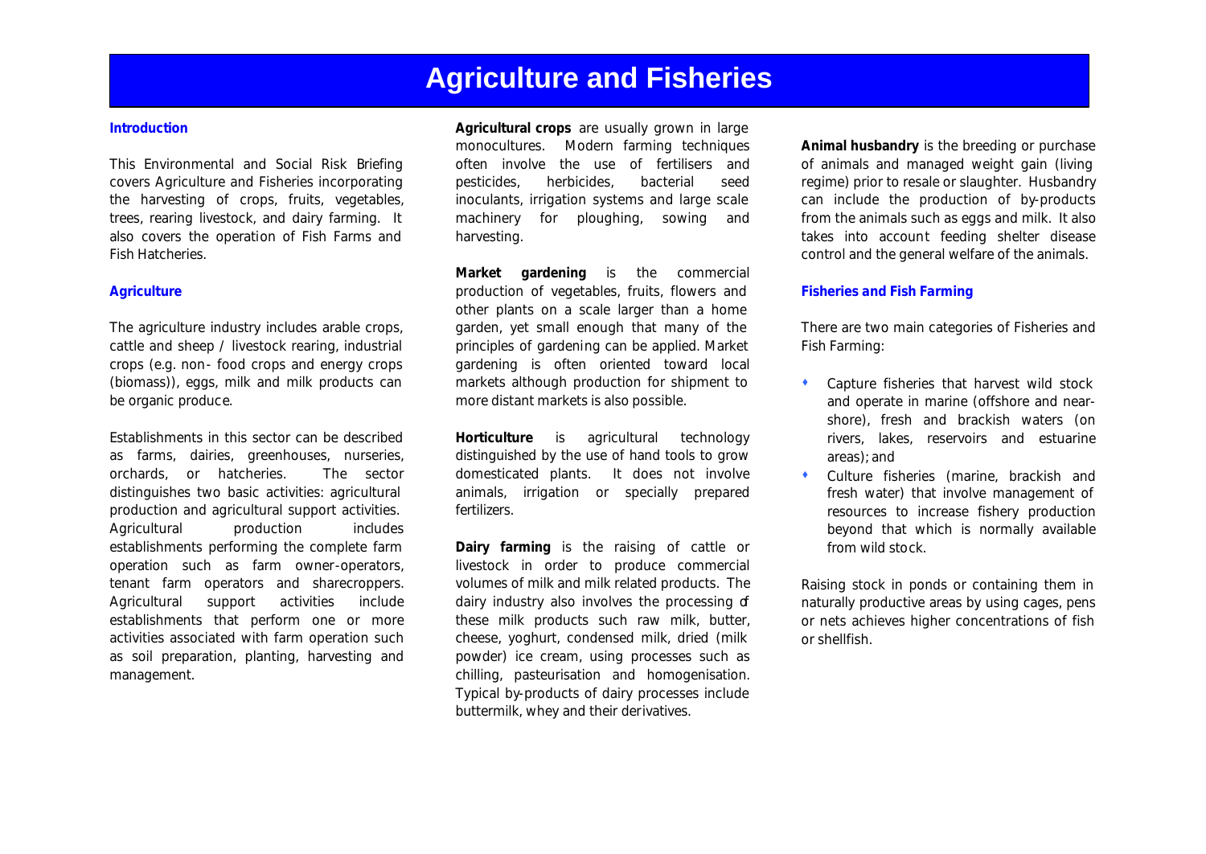# Agriculture and Fisheries

## Introduction

This Environmental and Social Risk Briefing covers Agriculture and Fisheries incorporating the harvesting of crops, fruits, vegetables, trees, rearing livestock, and dairy farming. It also covers the operation of Fish Farms and Fish Hatcheries.

## Agriculture

The agriculture industry includes arable crops, cattle and sheep / livestock rearing, industrial crops (e.g. non- food crops and energy crops (biomass)), eggs, milk and milk products can be organic produce.

Establishments in this sector can be described as farms, dairies, greenhouses, nurseries, orchards, or hatcheries. The sector distinguishes two basic activities: agricultural production and agricultural support activities. Agricultural production includes establishments performing the complete farm operation such as farm owner-operators, tenant farm operators and sharecroppers. Agricultural support activities include establishments that perform one or more activities associated with farm operation such as soil preparation, planting, harvesting and management.

**Agricultural crops** are usually grown in large monocultures. Modern farming techniques often involve the use of fertilisers and pesticides, herbicides, bacterial seed inoculants, irrigation systems and large scale machinery for ploughing, sowing and harvesting.

**Market gardening** is the commercial production of vegetables, fruits, flowers and other plants on a scale larger than a home garden, yet small enough that many of the principles of gardening can be applied. Market gardening is often oriented toward local markets although production for shipment to more distant markets is also possible.

**Horticulture** is agricultural technology distinguished by the use of hand tools to grow domesticated plants. It does not involve animals, irrigation or specially prepared fertilizers.

**Dairy farming** is the raising of cattle or livestock in order to produce commercial volumes of milk and milk related products. The dairy industry also involves the processing of these milk products such raw milk, butter, cheese, yoghurt, condensed milk, dried (milk powder) ice cream, using processes such as chilling, pasteurisation and homogenisation. Typical by-products of dairy processes include buttermilk, whey and their derivatives.

**Animal husbandry** is the breeding or purchase of animals and managed weight gain (living regime) prior to resale or slaughter. Husbandry can include the production of by-products from the animals such as eggs and milk. It also takes into account feeding shelter disease control and the general welfare of the animals.

## Fisheries and Fish Farming

There are two main categories of Fisheries and Fish Farming:

- Capture fisheries that harvest wild stock and operate in marine (offshore and near-shore), fresh and brackish waters (on rivers, lakes, reservoirs and estuarine areas); and
- Culture fisheries (marine, brackish and fresh water) that involve management of resources to increase fishery production beyond that which is normally available from wild stock.

Raising stock in ponds or containing them in naturally productive areas by using cages, pens or nets achieves higher concentrations of fish or shellfish.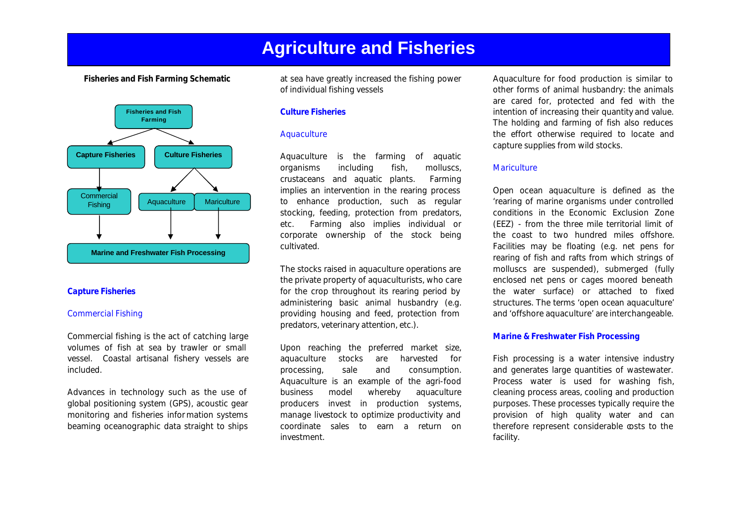# Agriculture and Fisheries

**Fisheries and Fish Farming Schematic**

Fisheries and Fish Farming

Capture Fisheries

Culture Fisheries

Commercial Fishing

Aquaculture

Mariculture

Marine and Freshwater Fish Processing

## Capture Fisheries

### Commercial Fishing

Commercial fishing is the act of catching large volumes of fish at sea by trawler or small vessel. Coastal artisanal fishery vessels are included.

Advances in technology such as the use of global positioning system (GPS), acoustic gear monitoring and fisheries information systems beaming oceanographic data straight to ships at sea have greatly increased the fishing power of individual fishing vessels

## Culture Fisheries

### Aquaculture

Aquaculture is the farming of aquatic organisms including fish, molluscs, crustaceans and aquatic plants. Farming implies an intervention in the rearing process to enhance production, such as regular stocking, feeding, protection from predators, etc. Farming also implies individual or corporate ownership of the stock being cultivated.

The stocks raised in aquaculture operations are the private property of aquaculturists, who care for the crop throughout its rearing period by administering basic animal husbandry (e.g. providing housing and feed, protection from predators, veterinary attention, etc.).

Upon reaching the preferred market size, aquaculture stocks are harvested for processing, sale and consumption. Aquaculture is an example of the agri-food business model whereby aquaculture producers invest in production systems, manage livestock to optimize productivity and coordinate sales to earn a return on investment.

Aquaculture for food production is similar to other forms of animal husbandry: the animals are cared for, protected and fed with the intention of increasing their quantity and value. The holding and farming of fish also reduces the effort otherwise required to locate and capture supplies from wild stocks.

### Mariculture

Open ocean aquaculture is defined as the 'rearing of marine organisms under controlled conditions in the Economic Exclusion Zone (EEZ) - from the three mile territorial limit of the coast to two hundred miles offshore. Facilities may be floating (e.g. net pens for rearing of fish and rafts from which strings of molluscs are suspended), submerged (fully enclosed net pens or cages moored beneath the water surface) or attached to fixed structures. The terms 'open ocean aquaculture' and 'offshore aquaculture' are interchangeable.

## Marine & Freshwater Fish Processing

Fish processing is a water intensive industry and generates large quantities of wastewater. Process water is used for washing fish, cleaning process areas, cooling and production purposes. These processes typically require the provision of high quality water and can therefore represent considerable costs to the facility.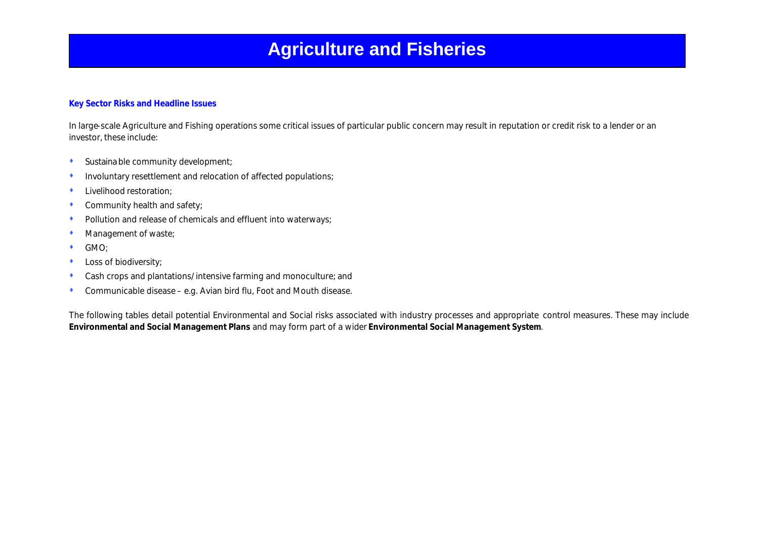# Agriculture and Fisheries

**Key Sector Risks and Headline Issues**

In large-scale Agriculture and Fishing operations some critical issues of particular public concern may result in reputation or credit risk to a lender or an investor, these include:

- Sustainable community development;
- Involuntary resettlement and relocation of affected populations;
- Livelihood restoration;
- Community health and safety;
- Pollution and release of chemicals and effluent into waterways;
- Management of waste;
- GMO;
- Loss of biodiversity;
- Cash crops and plantations/intensive farming and monoculture; and
- Communicable disease – e.g. Avian bird flu, Foot and Mouth disease.

The following tables detail potential Environmental and Social risks associated with industry processes and appropriate control measures. These may include **Environmental and Social Management Plans** and may form part of a wider **Environmental Social Management System**.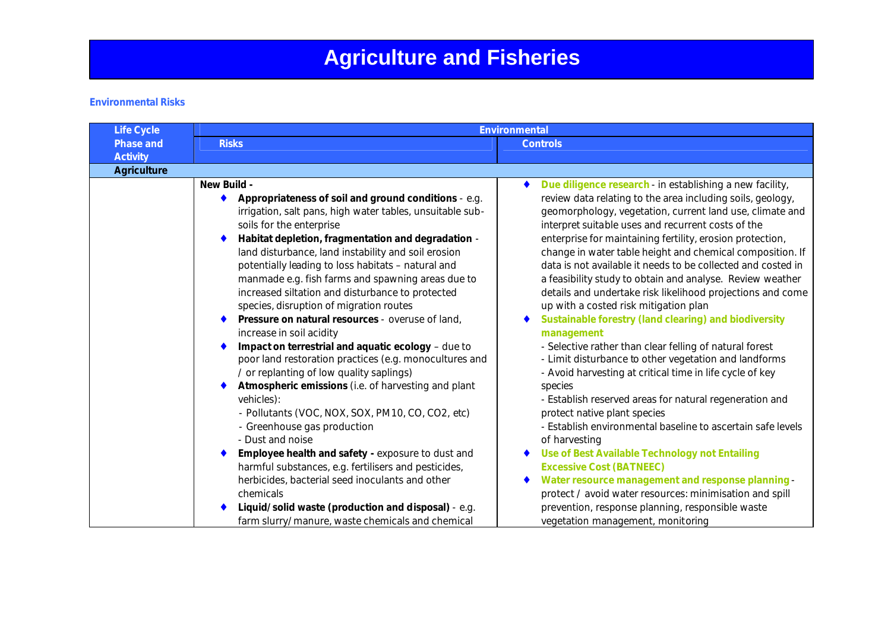# Agriculture and Fisheries

**Environmental Risks**

| Life Cycle Phase and Activity | Environmental | |
|---|---|---|
| | **Risks** | **Controls** |
| **Agriculture** | | |
| | **New Build -**<br>♦ **Appropriateness of soil and ground conditions** - e.g. irrigation, salt pans, high water tables, unsuitable sub-soils for the enterprise<br>♦ **Habitat depletion, fragmentation and degradation** - land disturbance, land instability and soil erosion potentially leading to loss habitats – natural and manmade e.g. fish farms and spawning areas due to increased siltation and disturbance to protected species, disruption of migration routes<br>♦ **Pressure on natural resources** - overuse of land, increase in soil acidity<br>♦ **Impact on terrestrial and aquatic ecology** – due to poor land restoration practices (e.g. monocultures and / or replanting of low quality saplings)<br>♦ **Atmospheric emissions** (i.e. of harvesting and plant vehicles):<br>- Pollutants (VOC, NOX, SOX, PM10, CO, CO2, etc)<br>- Greenhouse gas production<br>- Dust and noise<br>♦ **Employee health and safety -** exposure to dust and harmful substances, e.g. fertilisers and pesticides, herbicides, bacterial seed inoculants and other chemicals<br>♦ **Liquid/solid waste (production and disposal)** - e.g. farm slurry/manure, waste chemicals and chemical | ♦ **Due diligence research** - in establishing a new facility, review data relating to the area including soils, geology, geomorphology, vegetation, current land use, climate and interpret suitable uses and recurrent costs of the enterprise for maintaining fertility, erosion protection, change in water table height and chemical composition. If data is not available it needs to be collected and costed in a feasibility study to obtain and analyse. Review weather details and undertake risk likelihood projections and come up with a costed risk mitigation plan<br>♦ **Sustainable forestry (land clearing) and biodiversity management**<br>- Selective rather than clear felling of natural forest<br>- Limit disturbance to other vegetation and landforms<br>- Avoid harvesting at critical time in life cycle of key species<br>- Establish reserved areas for natural regeneration and protect native plant species<br>- Establish environmental baseline to ascertain safe levels of harvesting<br>♦ **Use of Best Available Technology not Entailing Excessive Cost (BATNEEC)**<br>♦ **Water resource management and response planning** - protect / avoid water resources: minimisation and spill prevention, response planning, responsible waste vegetation management, monitoring |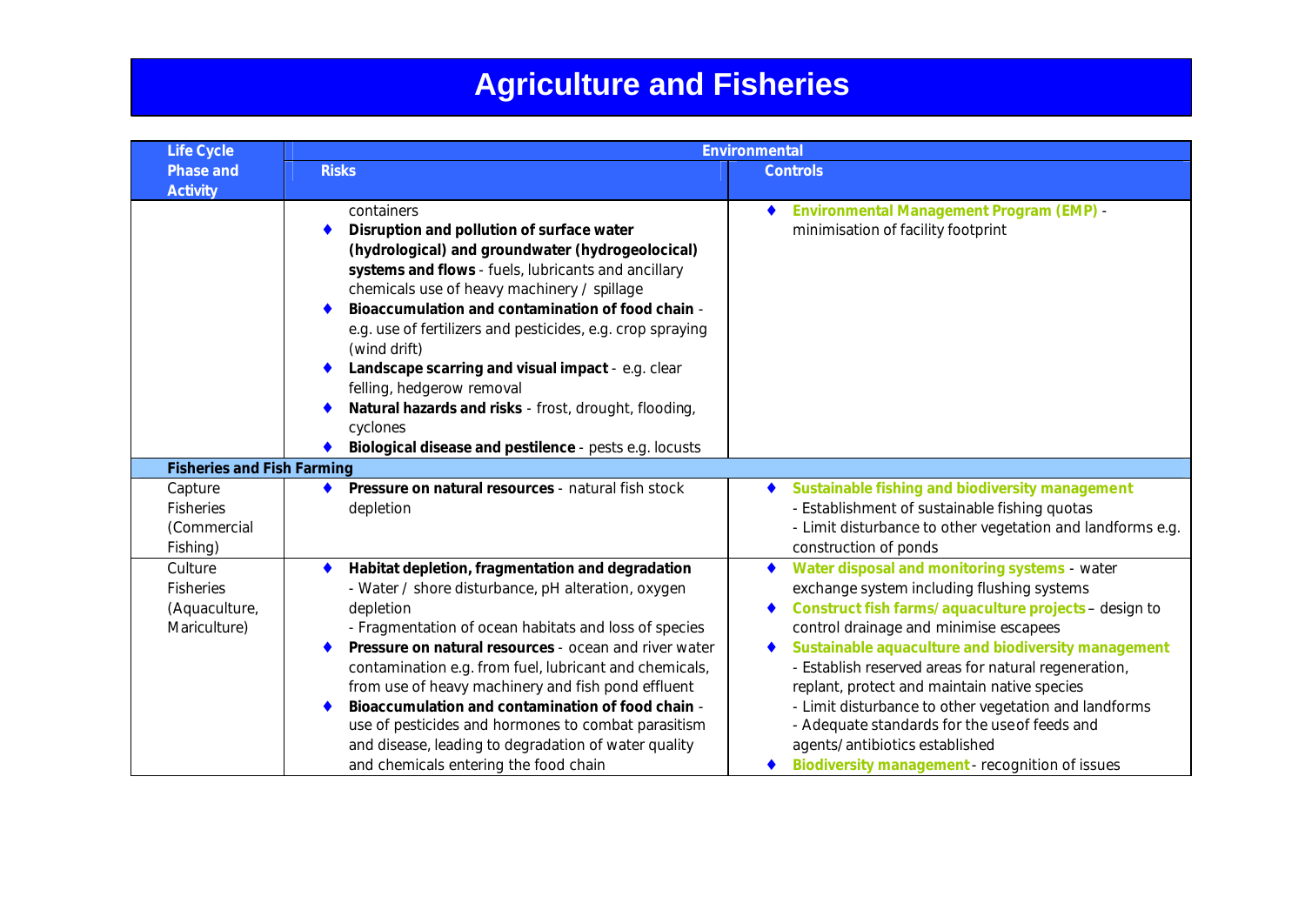# Agriculture and Fisheries

| Life Cycle Phase and Activity | Environmental | |
|---|---|---|
| | **Risks** | **Controls** |
| | containers<br>♦ **Disruption and pollution of surface water (hydrological) and groundwater (hydrogeolocical) systems and flows** - fuels, lubricants and ancillary chemicals use of heavy machinery / spillage<br>♦ **Bioaccumulation and contamination of food chain** - e.g. use of fertilizers and pesticides, e.g. crop spraying (wind drift)<br>♦ **Landscape scarring and visual impact** - e.g. clear felling, hedgerow removal<br>♦ **Natural hazards and risks** - frost, drought, flooding, cyclones<br>♦ **Biological disease and pestilence** - pests e.g. locusts | ♦ **Environmental Management Program (EMP)** - minimisation of facility footprint |
| **Fisheries and Fish Farming** | | |
| Capture Fisheries (Commercial Fishing) | ♦ **Pressure on natural resources** - natural fish stock depletion | ♦ **Sustainable fishing and biodiversity management**<br>- Establishment of sustainable fishing quotas<br>- Limit disturbance to other vegetation and landforms e.g. construction of ponds |
| Culture Fisheries (Aquaculture, Mariculture) | ♦ **Habitat depletion, fragmentation and degradation**<br>- Water / shore disturbance, pH alteration, oxygen depletion<br>- Fragmentation of ocean habitats and loss of species<br>♦ **Pressure on natural resources** - ocean and river water contamination e.g. from fuel, lubricant and chemicals, from use of heavy machinery and fish pond effluent<br>♦ **Bioaccumulation and contamination of food chain** - use of pesticides and hormones to combat parasitism and disease, leading to degradation of water quality and chemicals entering the food chain | ♦ **Water disposal and monitoring systems** - water exchange system including flushing systems<br>♦ **Construct fish farms/aquaculture projects** – design to control drainage and minimise escapees<br>♦ **Sustainable aquaculture and biodiversity management**<br>- Establish reserved areas for natural regeneration, replant, protect and maintain native species<br>- Limit disturbance to other vegetation and landforms<br>- Adequate standards for the use of feeds and agents/antibiotics established<br>♦ **Biodiversity management** - recognition of issues |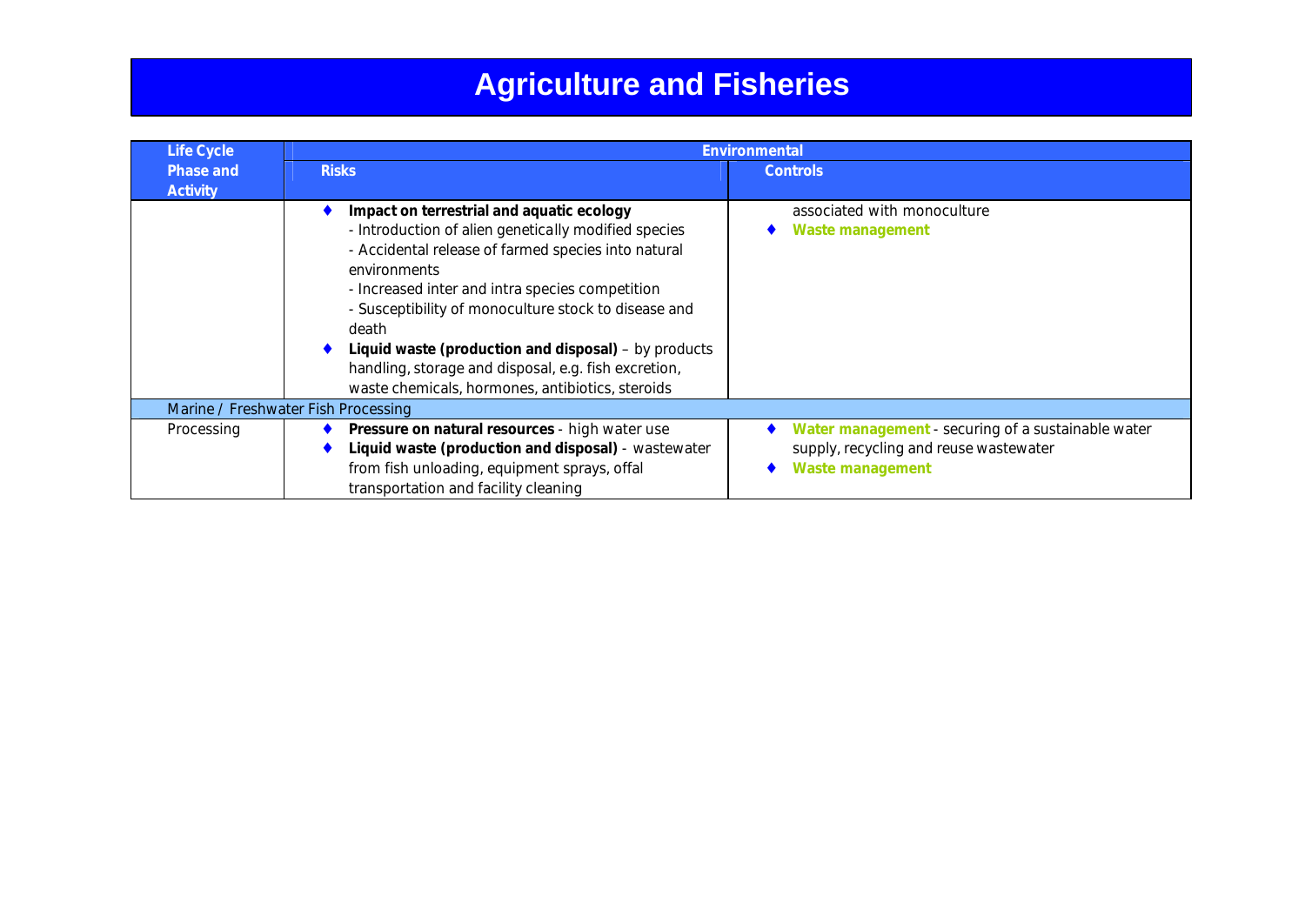# Agriculture and Fisheries

| Life Cycle Phase and Activity | Environmental | |
|---|---|---|
| | **Risks** | **Controls** |
| | ♦ **Impact on terrestrial and aquatic ecology**<br>- Introduction of alien genetically modified species<br>- Accidental release of farmed species into natural environments<br>- Increased inter and intra species competition<br>- Susceptibility of monoculture stock to disease and death<br>♦ **Liquid waste (production and disposal)** – by products handling, storage and disposal, e.g. fish excretion, waste chemicals, hormones, antibiotics, steroids | associated with monoculture<br>♦ **Waste management** |
| Marine / Freshwater Fish Processing | | |
| Processing | ♦ **Pressure on natural resources** - high water use<br>♦ **Liquid waste (production and disposal)** - wastewater from fish unloading, equipment sprays, offal transportation and facility cleaning | ♦ **Water management** - securing of a sustainable water supply, recycling and reuse wastewater<br>♦ **Waste management** |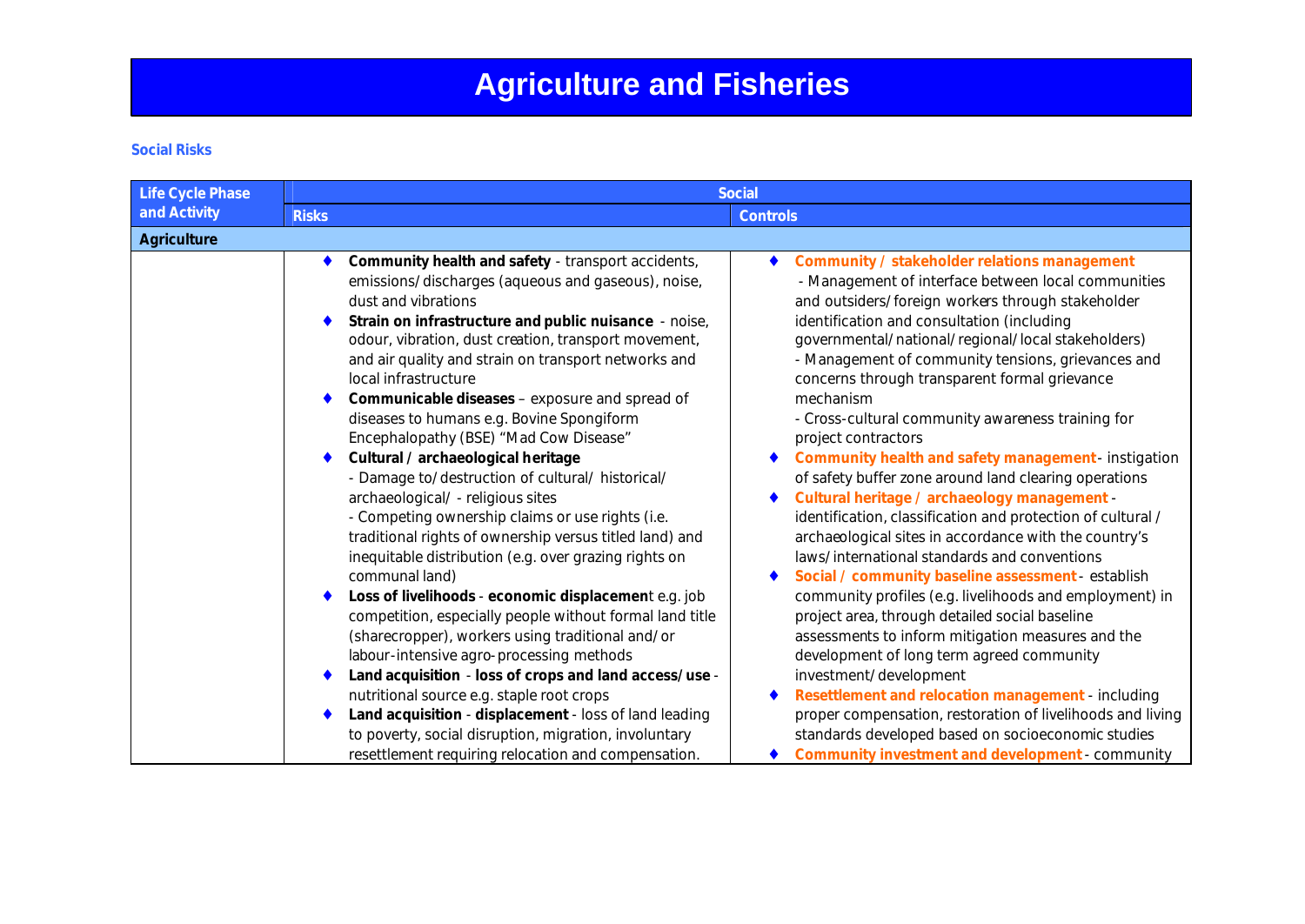# Agriculture and Fisheries

### Social Risks

| Life Cycle Phase and Activity | Social | |
|---|---|---|
| | **Risks** | **Controls** |
| **Agriculture** | | |
| | ♦ **Community health and safety** - transport accidents, emissions/discharges (aqueous and gaseous), noise, dust and vibrations<br>♦ **Strain on infrastructure and public nuisance** - noise, odour, vibration, dust creation, transport movement, and air quality and strain on transport networks and local infrastructure<br>♦ **Communicable diseases** – exposure and spread of diseases to humans e.g. Bovine Spongiform Encephalopathy (BSE) "Mad Cow Disease"<br>♦ **Cultural / archaeological heritage**<br>- Damage to/destruction of cultural/ historical/ archaeological/ - religious sites<br>- Competing ownership claims or use rights (i.e. traditional rights of ownership versus titled land) and inequitable distribution (e.g. over grazing rights on communal land)<br>♦ **Loss of livelihoods** - **economic displacement** e.g. job competition, especially people without formal land title (sharecropper), workers using traditional and/or labour-intensive agro-processing methods<br>♦ **Land acquisition** - **loss of crops and land access/use** - nutritional source e.g. staple root crops<br>♦ **Land acquisition** - **displacement** - loss of land leading to poverty, social disruption, migration, involuntary resettlement requiring relocation and compensation. | ♦ **Community / stakeholder relations management**<br>- Management of interface between local communities and outsiders/foreign workers through stakeholder identification and consultation (including governmental/national/regional/local stakeholders)<br>- Management of community tensions, grievances and concerns through transparent formal grievance mechanism<br>- Cross-cultural community awareness training for project contractors<br>♦ **Community health and safety management** - instigation of safety buffer zone around land clearing operations<br>♦ **Cultural heritage / archaeology management** - identification, classification and protection of cultural / archaeological sites in accordance with the country's laws/international standards and conventions<br>♦ **Social / community baseline assessment** - establish community profiles (e.g. livelihoods and employment) in project area, through detailed social baseline assessments to inform mitigation measures and the development of long term agreed community investment/development<br>♦ **Resettlement and relocation management** - including proper compensation, restoration of livelihoods and living standards developed based on socioeconomic studies<br>♦ **Community investment and development** - community |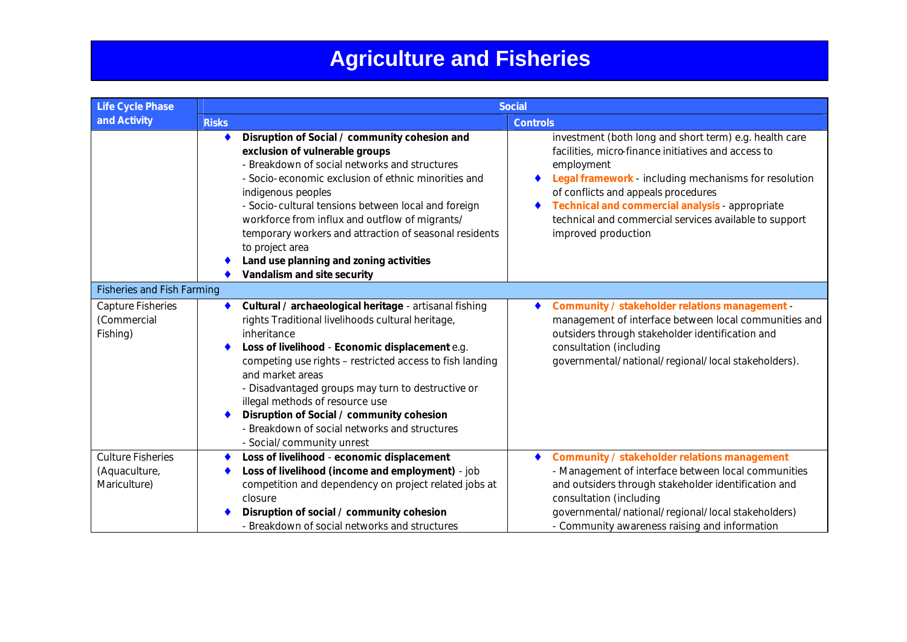# Agriculture and Fisheries

| Life Cycle Phase and Activity | Social | |
|---|---|---|
| | **Risks** | **Controls** |
| | ♦ **Disruption of Social / community cohesion and exclusion of vulnerable groups**<br>- Breakdown of social networks and structures<br>- Socio-economic exclusion of ethnic minorities and indigenous peoples<br>- Socio-cultural tensions between local and foreign workforce from influx and outflow of migrants/ temporary workers and attraction of seasonal residents to project area<br>♦ **Land use planning and zoning activities**<br>♦ **Vandalism and site security** | investment (both long and short term) e.g. health care facilities, micro-finance initiatives and access to employment<br>♦ **Legal framework** - including mechanisms for resolution of conflicts and appeals procedures<br>♦ **Technical and commercial analysis** - appropriate technical and commercial services available to support improved production |
| Fisheries and Fish Farming | | |
| Capture Fisheries (Commercial Fishing) | ♦ **Cultural / archaeological heritage** - artisanal fishing rights Traditional livelihoods cultural heritage, inheritance<br>♦ **Loss of livelihood** - **Economic displacement** e.g. competing use rights – restricted access to fish landing and market areas<br>- Disadvantaged groups may turn to destructive or illegal methods of resource use<br>♦ **Disruption of Social / community cohesion**<br>- Breakdown of social networks and structures<br>- Social/community unrest | ♦ **Community / stakeholder relations management** - management of interface between local communities and outsiders through stakeholder identification and consultation (including governmental/national/regional/local stakeholders). |
| Culture Fisheries (Aquaculture, Mariculture) | ♦ **Loss of livelihood** - **economic displacement**<br>♦ **Loss of livelihood (income and employment)** - job competition and dependency on project related jobs at closure<br>♦ **Disruption of social / community cohesion**<br>- Breakdown of social networks and structures | ♦ **Community / stakeholder relations management**<br>- Management of interface between local communities and outsiders through stakeholder identification and consultation (including governmental/national/regional/local stakeholders)<br>- Community awareness raising and information |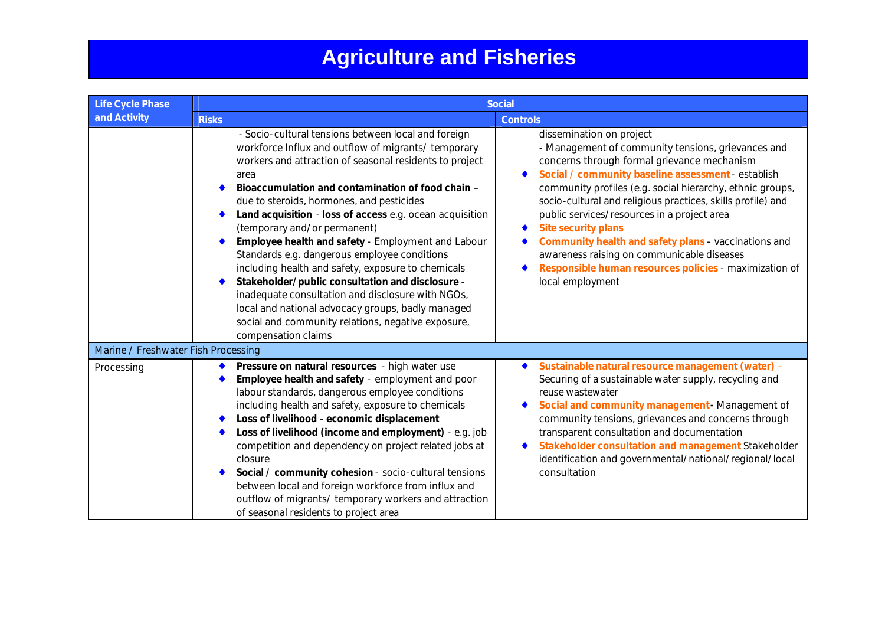# Agriculture and Fisheries

| Life Cycle Phase and Activity | Social | |
|---|---|---|
| | **Risks** | **Controls** |
| | - Socio-cultural tensions between local and foreign workforce Influx and outflow of migrants/ temporary workers and attraction of seasonal residents to project area<br>♦ **Bioaccumulation and contamination of food chain** – due to steroids, hormones, and pesticides<br>♦ **Land acquisition** - **loss of access** e.g. ocean acquisition (temporary and/or permanent)<br>♦ **Employee health and safety** - Employment and Labour Standards e.g. dangerous employee conditions including health and safety, exposure to chemicals<br>♦ **Stakeholder/public consultation and disclosure** - inadequate consultation and disclosure with NGOs, local and national advocacy groups, badly managed social and community relations, negative exposure, compensation claims | dissemination on project<br>- Management of community tensions, grievances and concerns through formal grievance mechanism<br>♦ **Social / community baseline assessment** - establish community profiles (e.g. social hierarchy, ethnic groups, socio-cultural and religious practices, skills profile) and public services/resources in a project area<br>♦ **Site security plans**<br>♦ **Community health and safety plans** - vaccinations and awareness raising on communicable diseases<br>♦ **Responsible human resources policies** - maximization of local employment |
| Marine / Freshwater Fish Processing | | |
| Processing | ♦ **Pressure on natural resources** - high water use<br>♦ **Employee health and safety** - employment and poor labour standards, dangerous employee conditions including health and safety, exposure to chemicals<br>♦ **Loss of livelihood** - **economic displacement**<br>♦ **Loss of livelihood (income and employment)** - e.g. job competition and dependency on project related jobs at closure<br>♦ **Social / community cohesion** - socio-cultural tensions between local and foreign workforce from influx and outflow of migrants/ temporary workers and attraction of seasonal residents to project area | ♦ **Sustainable natural resource management (water)** - Securing of a sustainable water supply, recycling and reuse wastewater<br>♦ **Social and community management** - Management of community tensions, grievances and concerns through transparent consultation and documentation<br>♦ **Stakeholder consultation and management** Stakeholder identification and governmental/national/regional/local consultation |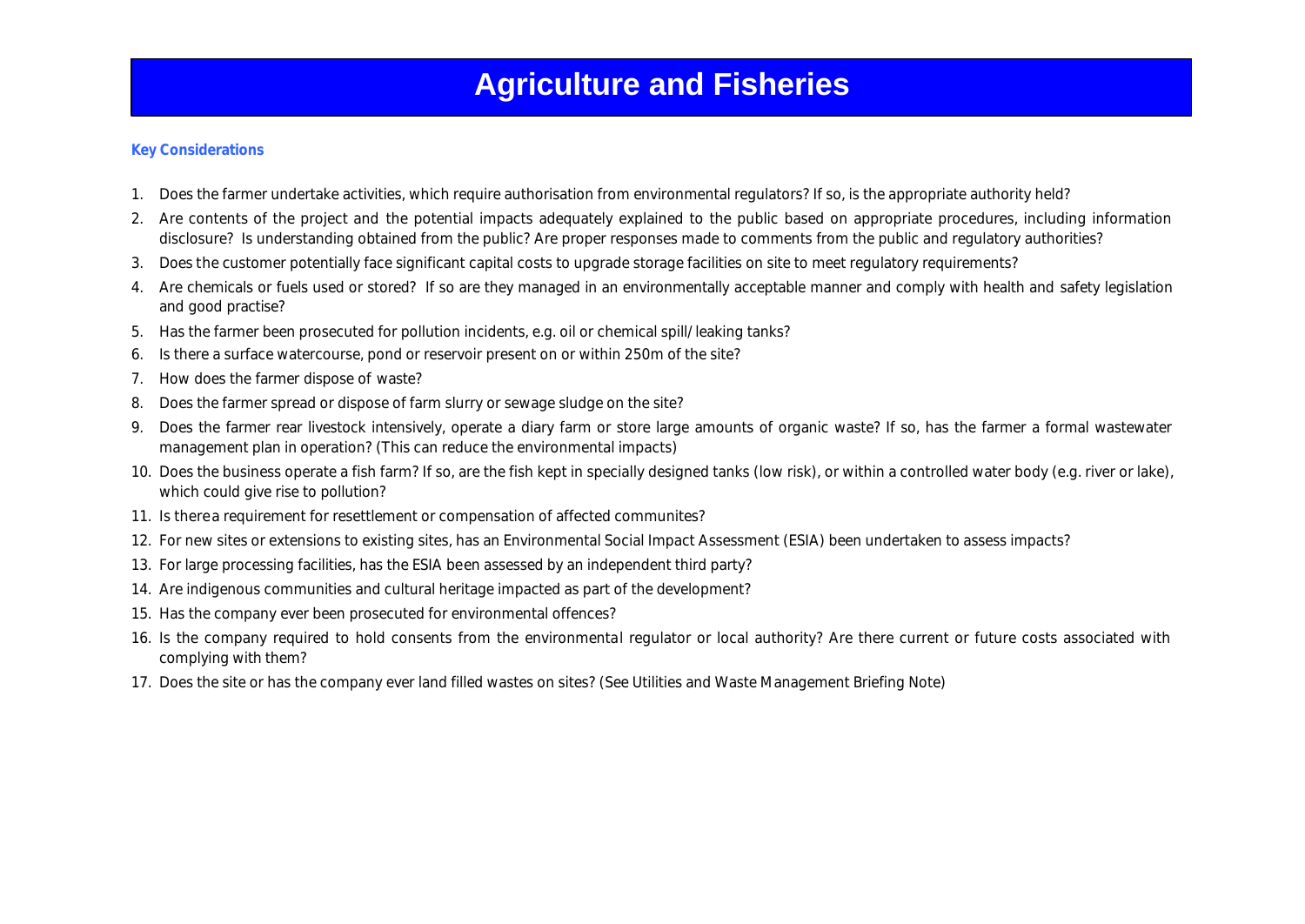# Agriculture and Fisheries

**Key Considerations**

1. Does the farmer undertake activities, which require authorisation from environmental regulators? If so, is the appropriate authority held?
2. Are contents of the project and the potential impacts adequately explained to the public based on appropriate procedures, including information disclosure? Is understanding obtained from the public? Are proper responses made to comments from the public and regulatory authorities?
3. Does the customer potentially face significant capital costs to upgrade storage facilities on site to meet regulatory requirements?
4. Are chemicals or fuels used or stored? If so are they managed in an environmentally acceptable manner and comply with health and safety legislation and good practise?
5. Has the farmer been prosecuted for pollution incidents, e.g. oil or chemical spill/leaking tanks?
6. Is there a surface watercourse, pond or reservoir present on or within 250m of the site?
7. How does the farmer dispose of waste?
8. Does the farmer spread or dispose of farm slurry or sewage sludge on the site?
9. Does the farmer rear livestock intensively, operate a diary farm or store large amounts of organic waste? If so, has the farmer a formal wastewater management plan in operation? (This can reduce the environmental impacts)
10. Does the business operate a fish farm? If so, are the fish kept in specially designed tanks (low risk), or within a controlled water body (e.g. river or lake), which could give rise to pollution?
11. Is therea requirement for resettlement or compensation of affected communites?
12. For new sites or extensions to existing sites, has an Environmental Social Impact Assessment (ESIA) been undertaken to assess impacts?
13. For large processing facilities, has the ESIA been assessed by an independent third party?
14. Are indigenous communities and cultural heritage impacted as part of the development?
15. Has the company ever been prosecuted for environmental offences?
16. Is the company required to hold consents from the environmental regulator or local authority? Are there current or future costs associated with complying with them?
17. Does the site or has the company ever land filled wastes on sites? (See Utilities and Waste Management Briefing Note)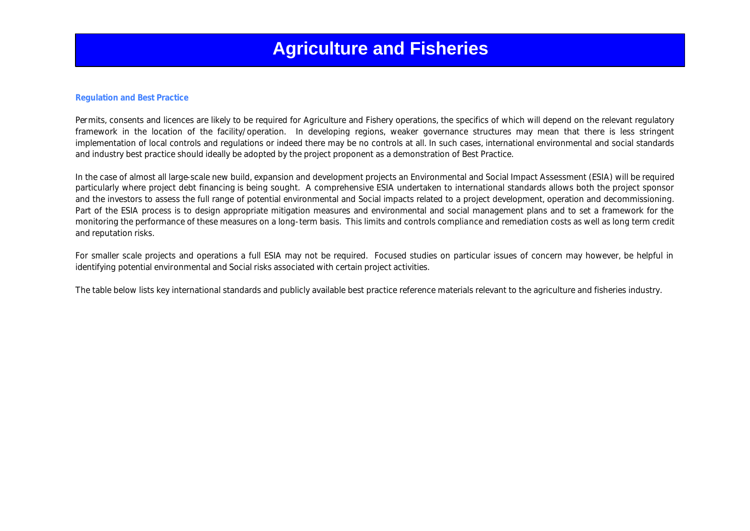# Agriculture and Fisheries

### Regulation and Best Practice

Permits, consents and licences are likely to be required for Agriculture and Fishery operations, the specifics of which will depend on the relevant regulatory framework in the location of the facility/operation. In developing regions, weaker governance structures may mean that there is less stringent implementation of local controls and regulations or indeed there may be no controls at all. In such cases, international environmental and social standards and industry best practice should ideally be adopted by the project proponent as a demonstration of Best Practice.

In the case of almost all large-scale new build, expansion and development projects an Environmental and Social Impact Assessment (ESIA) will be required particularly where project debt financing is being sought. A comprehensive ESIA undertaken to international standards allows both the project sponsor and the investors to assess the full range of potential environmental and Social impacts related to a project development, operation and decommissioning. Part of the ESIA process is to design appropriate mitigation measures and environmental and social management plans and to set a framework for the monitoring the performance of these measures on a long-term basis. This limits and controls compliance and remediation costs as well as long term credit and reputation risks.

For smaller scale projects and operations a full ESIA may not be required. Focused studies on particular issues of concern may however, be helpful in identifying potential environmental and Social risks associated with certain project activities.

The table below lists key international standards and publicly available best practice reference materials relevant to the agriculture and fisheries industry.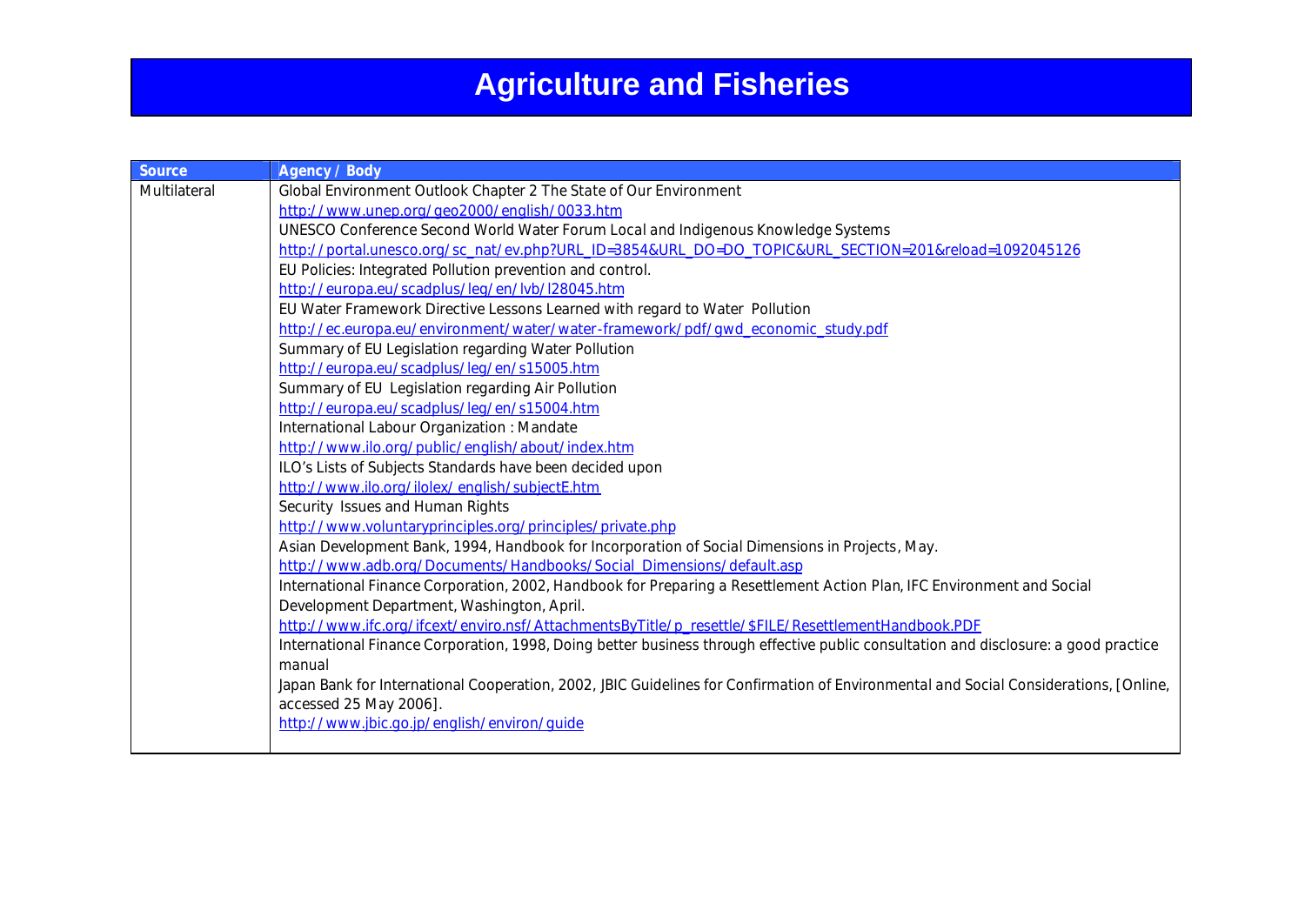# Agriculture and Fisheries

| Source | Agency / Body |
|---|---|
| Multilateral | Global Environment Outlook Chapter 2 The State of Our Environment<br>http://www.unep.org/geo2000/english/0033.htm<br>UNESCO Conference Second World Water Forum Local and Indigenous Knowledge Systems<br>http://portal.unesco.org/sc_nat/ev.php?URL_ID=3854&URL_DO=DO_TOPIC&URL_SECTION=201&reload=1092045126<br>EU Policies: Integrated Pollution prevention and control.<br>http://europa.eu/scadplus/leg/en/lvb/l28045.htm<br>EU Water Framework Directive Lessons Learned with regard to Water Pollution<br>http://ec.europa.eu/environment/water/water-framework/pdf/gwd_economic_study.pdf<br>Summary of EU Legislation regarding Water Pollution<br>http://europa.eu/scadplus/leg/en/s15005.htm<br>Summary of EU Legislation regarding Air Pollution<br>http://europa.eu/scadplus/leg/en/s15004.htm<br>International Labour Organization : Mandate<br>http://www.ilo.org/public/english/about/index.htm<br>ILO's Lists of Subjects Standards have been decided upon<br>http://www.ilo.org/ilolex/english/subjectE.htm<br>Security Issues and Human Rights<br>http://www.voluntaryprinciples.org/principles/private.php<br>Asian Development Bank, 1994, Handbook for Incorporation of Social Dimensions in Projects, May.<br>http://www.adb.org/Documents/Handbooks/Social_Dimensions/default.asp<br>International Finance Corporation, 2002, Handbook for Preparing a Resettlement Action Plan, IFC Environment and Social Development Department, Washington, April.<br>http://www.ifc.org/ifcext/enviro.nsf/AttachmentsByTitle/p_resettle/$FILE/ResettlementHandbook.PDF<br>International Finance Corporation, 1998, Doing better business through effective public consultation and disclosure: a good practice manual<br>Japan Bank for International Cooperation, 2002, JBIC Guidelines for Confirmation of Environmental and Social Considerations, [Online, accessed 25 May 2006].<br>http://www.jbic.go.jp/english/environ/guide |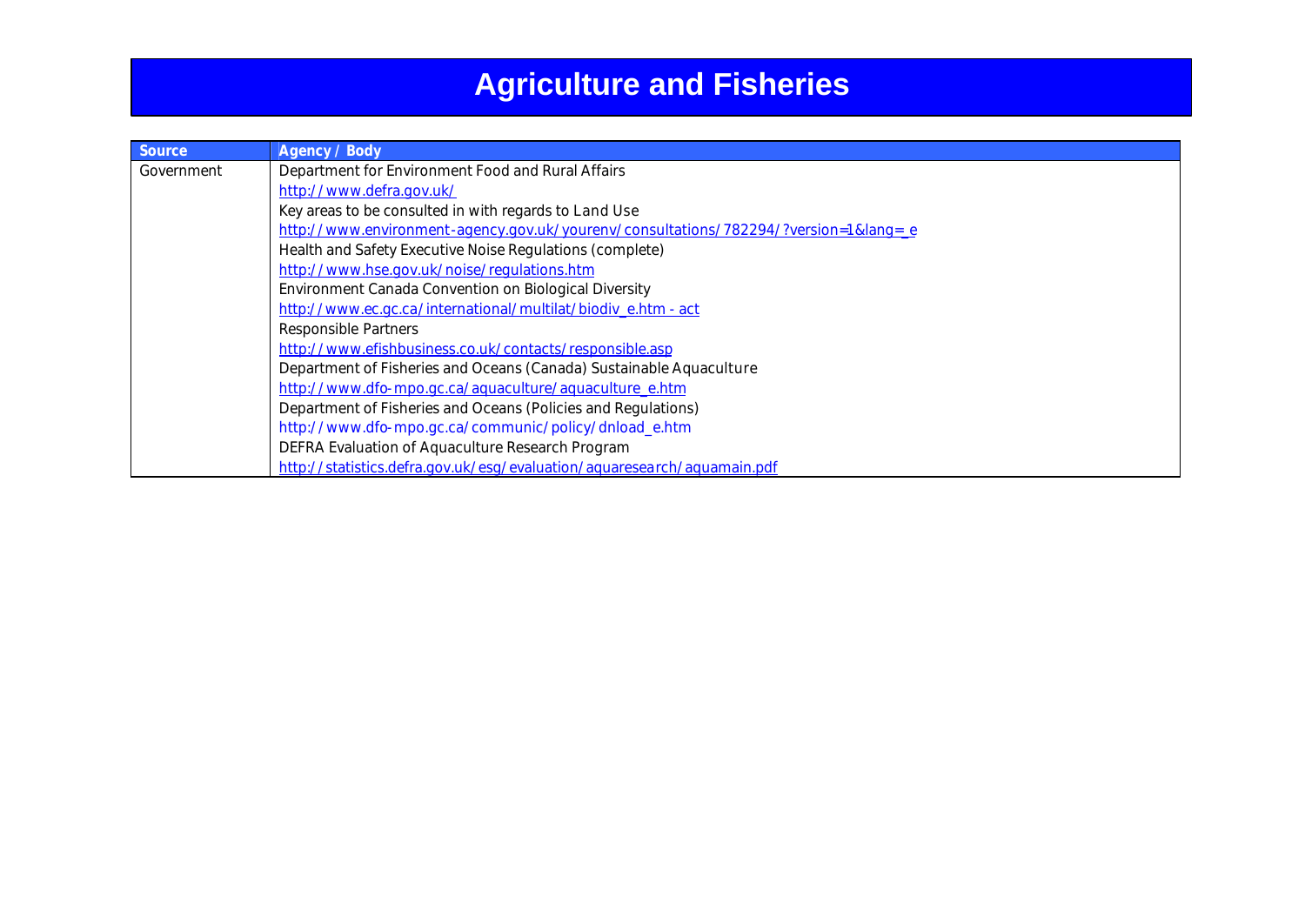# Agriculture and Fisheries

| Source | Agency / Body |
|---|---|
| Government | Department for Environment Food and Rural Affairs |
| | http://www.defra.gov.uk/ |
| | Key areas to be consulted in with regards to Land Use |
| | http://www.environment-agency.gov.uk/yourenv/consultations/782294/?version=1&lang=_e |
| | Health and Safety Executive Noise Regulations (complete) |
| | http://www.hse.gov.uk/noise/regulations.htm |
| | Environment Canada Convention on Biological Diversity |
| | http://www.ec.gc.ca/international/multilat/biodiv_e.htm - act |
| | Responsible Partners |
| | http://www.efishbusiness.co.uk/contacts/responsible.asp |
| | Department of Fisheries and Oceans (Canada) Sustainable Aquaculture |
| | http://www.dfo-mpo.gc.ca/aquaculture/aquaculture_e.htm |
| | Department of Fisheries and Oceans (Policies and Regulations) |
| | http://www.dfo-mpo.gc.ca/communic/policy/dnload_e.htm |
| | DEFRA Evaluation of Aquaculture Research Program |
| | http://statistics.defra.gov.uk/esg/evaluation/aquaresearch/aquamain.pdf |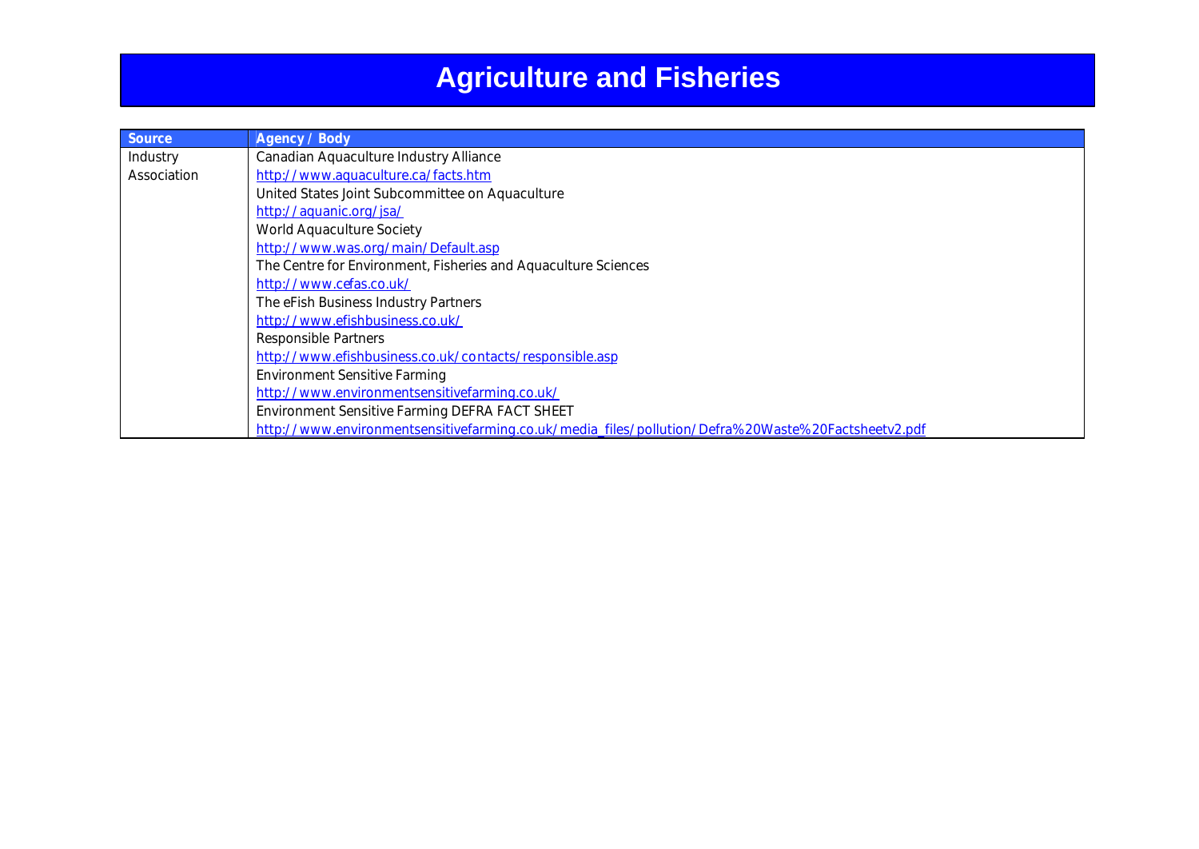# Agriculture and Fisheries

| Source | Agency / Body |
|---|---|
| Industry Association | Canadian Aquaculture Industry Alliance |
| | http://www.aquaculture.ca/facts.htm |
| | United States Joint Subcommittee on Aquaculture |
| | http://aquanic.org/jsa/ |
| | World Aquaculture Society |
| | http://www.was.org/main/Default.asp |
| | The Centre for Environment, Fisheries and Aquaculture Sciences |
| | http://www.cefas.co.uk/ |
| | The eFish Business Industry Partners |
| | http://www.efishbusiness.co.uk/ |
| | Responsible Partners |
| | http://www.efishbusiness.co.uk/contacts/responsible.asp |
| | Environment Sensitive Farming |
| | http://www.environmentsensitivefarming.co.uk/ |
| | Environment Sensitive Farming DEFRA FACT SHEET |
| | http://www.environmentsensitivefarming.co.uk/media_files/pollution/Defra%20Waste%20Factsheetv2.pdf |